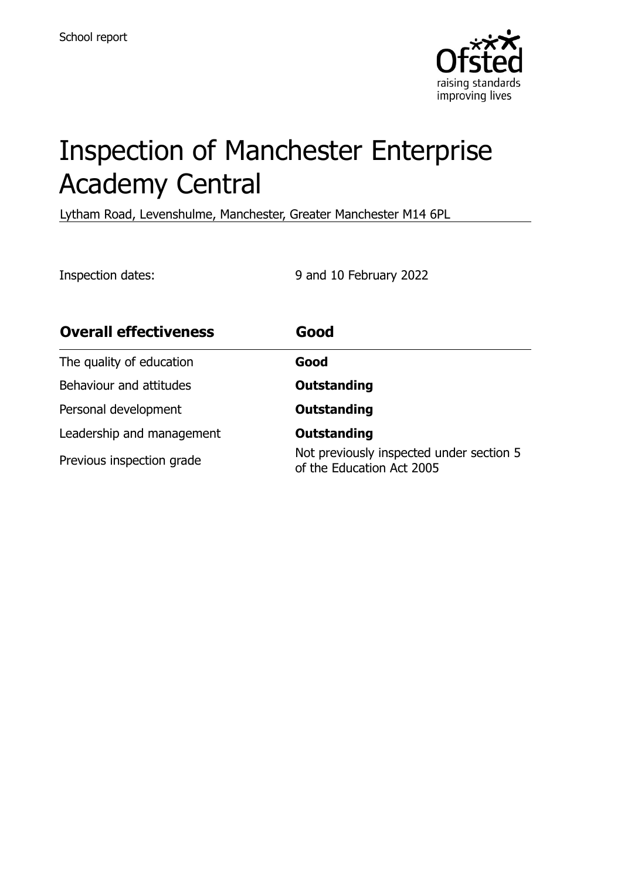School report

# Inspection of Manchester Enterprise Academy Central

Lytham Road, Levenshulme, Manchester, Greater Manchester M14 6PL

Inspection dates: 9 and 10 February 2022

| **Overall effectiveness** | **Good** |
| --- | --- |
| The quality of education | **Good** |
| Behaviour and attitudes | **Outstanding** |
| Personal development | **Outstanding** |
| Leadership and management | **Outstanding** |
| Previous inspection grade | Not previously inspected under section 5 of the Education Act 2005 |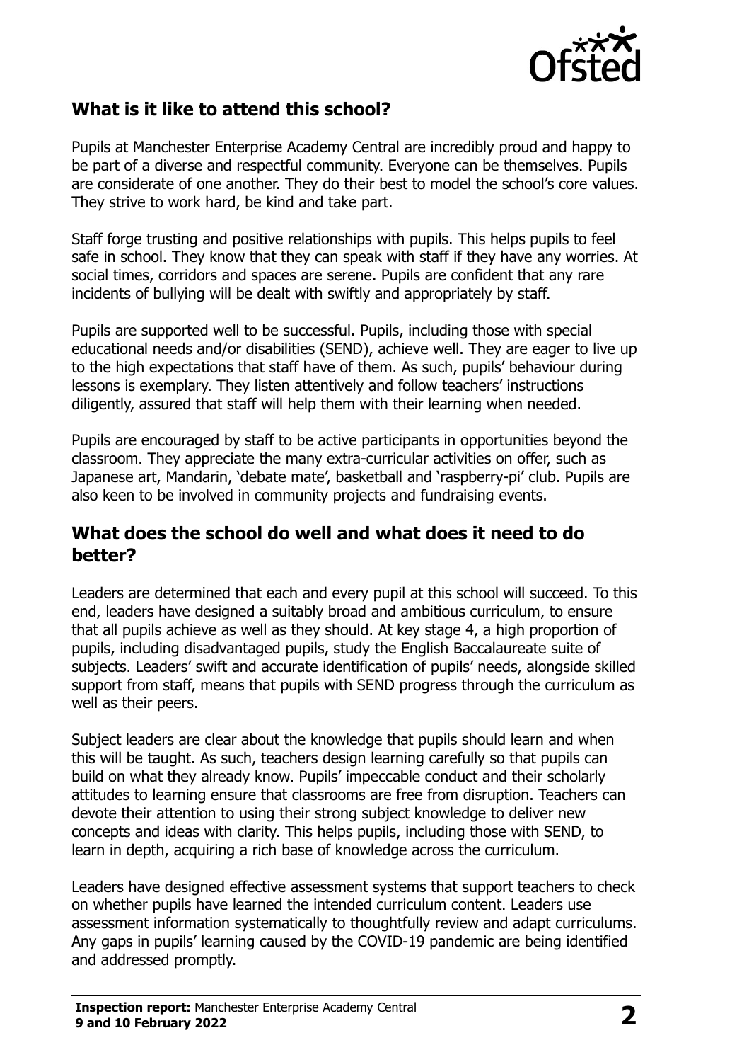## What is it like to attend this school?

Pupils at Manchester Enterprise Academy Central are incredibly proud and happy to be part of a diverse and respectful community. Everyone can be themselves. Pupils are considerate of one another. They do their best to model the school's core values. They strive to work hard, be kind and take part.

Staff forge trusting and positive relationships with pupils. This helps pupils to feel safe in school. They know that they can speak with staff if they have any worries. At social times, corridors and spaces are serene. Pupils are confident that any rare incidents of bullying will be dealt with swiftly and appropriately by staff.

Pupils are supported well to be successful. Pupils, including those with special educational needs and/or disabilities (SEND), achieve well. They are eager to live up to the high expectations that staff have of them. As such, pupils' behaviour during lessons is exemplary. They listen attentively and follow teachers' instructions diligently, assured that staff will help them with their learning when needed.

Pupils are encouraged by staff to be active participants in opportunities beyond the classroom. They appreciate the many extra-curricular activities on offer, such as Japanese art, Mandarin, 'debate mate', basketball and 'raspberry-pi' club. Pupils are also keen to be involved in community projects and fundraising events.

## What does the school do well and what does it need to do better?

Leaders are determined that each and every pupil at this school will succeed. To this end, leaders have designed a suitably broad and ambitious curriculum, to ensure that all pupils achieve as well as they should. At key stage 4, a high proportion of pupils, including disadvantaged pupils, study the English Baccalaureate suite of subjects. Leaders' swift and accurate identification of pupils' needs, alongside skilled support from staff, means that pupils with SEND progress through the curriculum as well as their peers.

Subject leaders are clear about the knowledge that pupils should learn and when this will be taught. As such, teachers design learning carefully so that pupils can build on what they already know. Pupils' impeccable conduct and their scholarly attitudes to learning ensure that classrooms are free from disruption. Teachers can devote their attention to using their strong subject knowledge to deliver new concepts and ideas with clarity. This helps pupils, including those with SEND, to learn in depth, acquiring a rich base of knowledge across the curriculum.

Leaders have designed effective assessment systems that support teachers to check on whether pupils have learned the intended curriculum content. Leaders use assessment information systematically to thoughtfully review and adapt curriculums. Any gaps in pupils' learning caused by the COVID-19 pandemic are being identified and addressed promptly.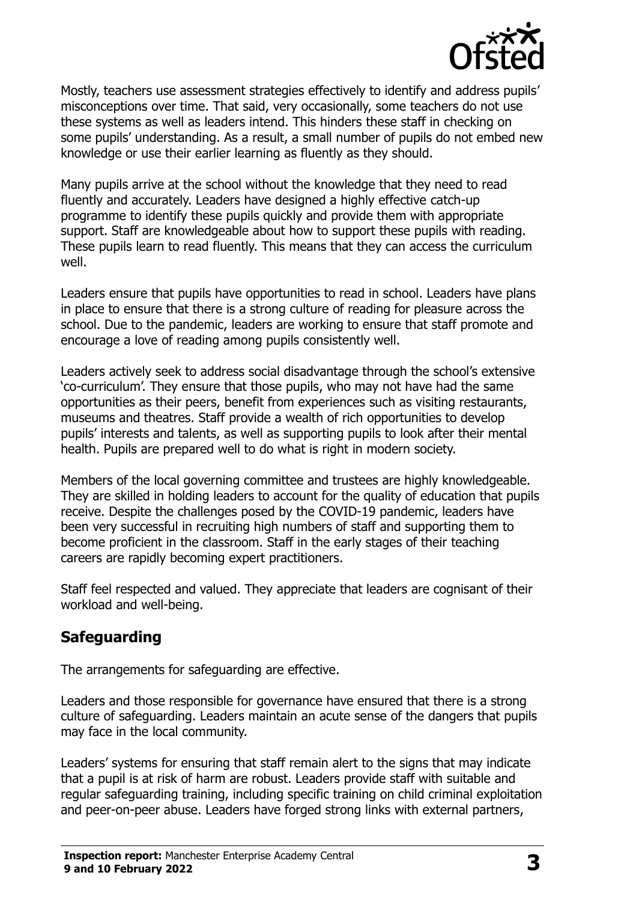Mostly, teachers use assessment strategies effectively to identify and address pupils' misconceptions over time. That said, very occasionally, some teachers do not use these systems as well as leaders intend. This hinders these staff in checking on some pupils' understanding. As a result, a small number of pupils do not embed new knowledge or use their earlier learning as fluently as they should.

Many pupils arrive at the school without the knowledge that they need to read fluently and accurately. Leaders have designed a highly effective catch-up programme to identify these pupils quickly and provide them with appropriate support. Staff are knowledgeable about how to support these pupils with reading. These pupils learn to read fluently. This means that they can access the curriculum well.

Leaders ensure that pupils have opportunities to read in school. Leaders have plans in place to ensure that there is a strong culture of reading for pleasure across the school. Due to the pandemic, leaders are working to ensure that staff promote and encourage a love of reading among pupils consistently well.

Leaders actively seek to address social disadvantage through the school's extensive 'co-curriculum'. They ensure that those pupils, who may not have had the same opportunities as their peers, benefit from experiences such as visiting restaurants, museums and theatres. Staff provide a wealth of rich opportunities to develop pupils' interests and talents, as well as supporting pupils to look after their mental health. Pupils are prepared well to do what is right in modern society.

Members of the local governing committee and trustees are highly knowledgeable. They are skilled in holding leaders to account for the quality of education that pupils receive. Despite the challenges posed by the COVID-19 pandemic, leaders have been very successful in recruiting high numbers of staff and supporting them to become proficient in the classroom. Staff in the early stages of their teaching careers are rapidly becoming expert practitioners.

Staff feel respected and valued. They appreciate that leaders are cognisant of their workload and well-being.

## Safeguarding

The arrangements for safeguarding are effective.

Leaders and those responsible for governance have ensured that there is a strong culture of safeguarding. Leaders maintain an acute sense of the dangers that pupils may face in the local community.

Leaders' systems for ensuring that staff remain alert to the signs that may indicate that a pupil is at risk of harm are robust. Leaders provide staff with suitable and regular safeguarding training, including specific training on child criminal exploitation and peer-on-peer abuse. Leaders have forged strong links with external partners,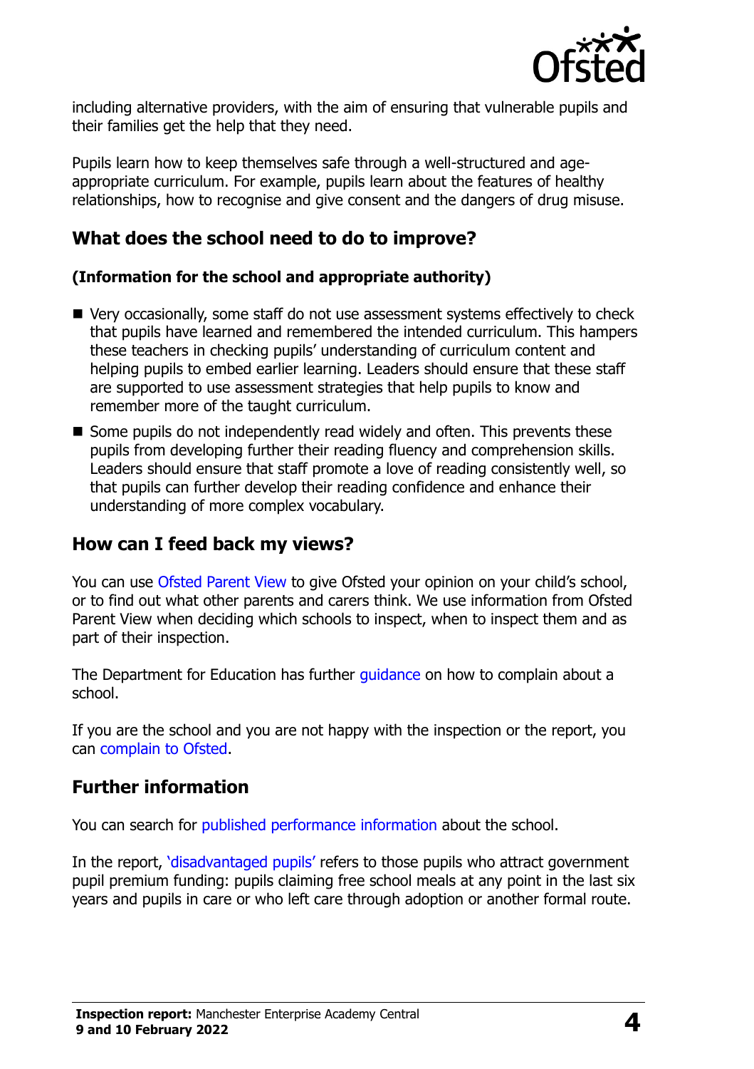including alternative providers, with the aim of ensuring that vulnerable pupils and their families get the help that they need.

Pupils learn how to keep themselves safe through a well-structured and age-appropriate curriculum. For example, pupils learn about the features of healthy relationships, how to recognise and give consent and the dangers of drug misuse.

## What does the school need to do to improve?

**(Information for the school and appropriate authority)**

- Very occasionally, some staff do not use assessment systems effectively to check that pupils have learned and remembered the intended curriculum. This hampers these teachers in checking pupils' understanding of curriculum content and helping pupils to embed earlier learning. Leaders should ensure that these staff are supported to use assessment strategies that help pupils to know and remember more of the taught curriculum.
- Some pupils do not independently read widely and often. This prevents these pupils from developing further their reading fluency and comprehension skills. Leaders should ensure that staff promote a love of reading consistently well, so that pupils can further develop their reading confidence and enhance their understanding of more complex vocabulary.

## How can I feed back my views?

You can use Ofsted Parent View to give Ofsted your opinion on your child's school, or to find out what other parents and carers think. We use information from Ofsted Parent View when deciding which schools to inspect, when to inspect them and as part of their inspection.

The Department for Education has further guidance on how to complain about a school.

If you are the school and you are not happy with the inspection or the report, you can complain to Ofsted.

## Further information

You can search for published performance information about the school.

In the report, 'disadvantaged pupils' refers to those pupils who attract government pupil premium funding: pupils claiming free school meals at any point in the last six years and pupils in care or who left care through adoption or another formal route.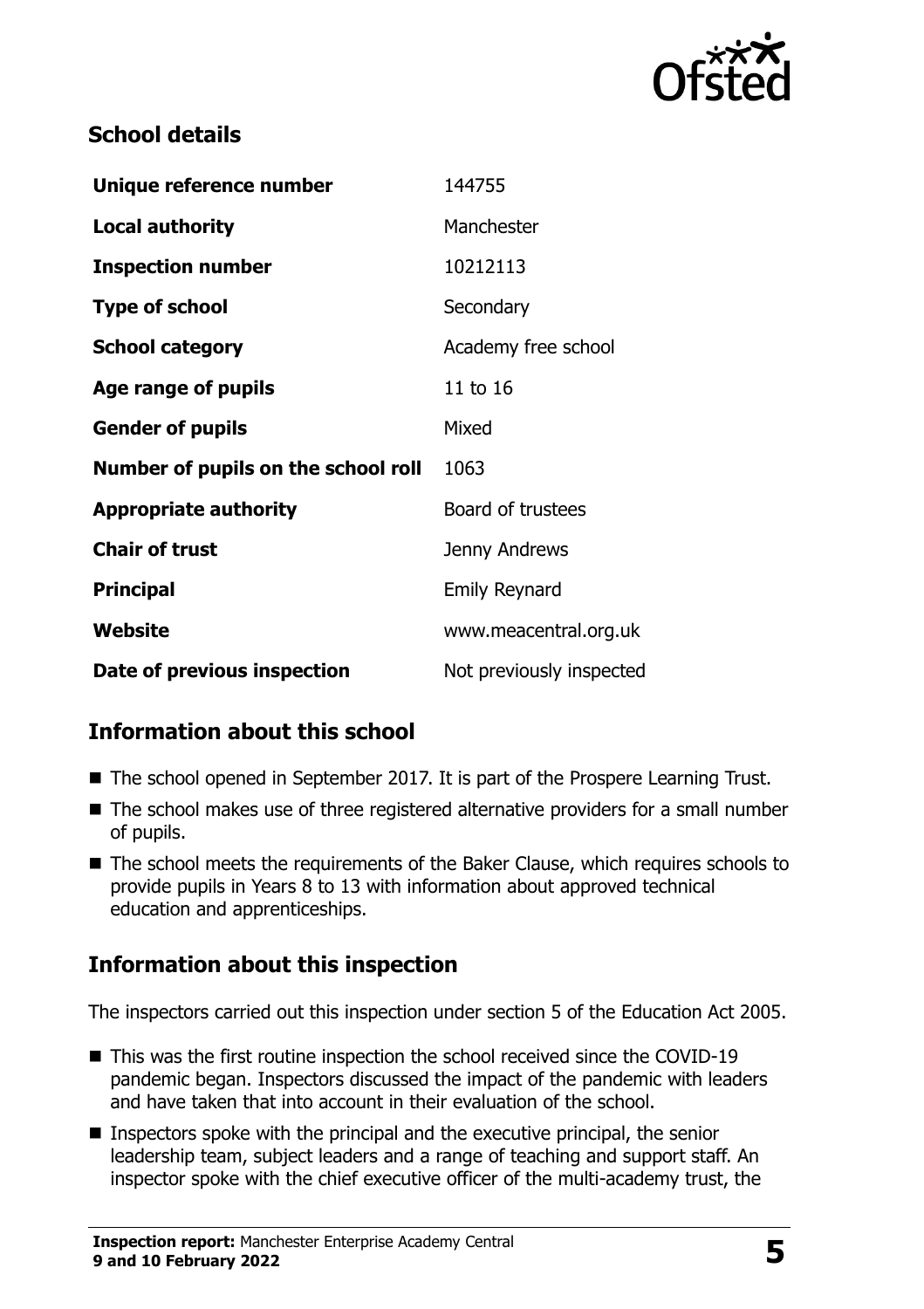## School details

| Unique reference number | 144755 |
| --- | --- |
| **Local authority** | Manchester |
| **Inspection number** | 10212113 |
| **Type of school** | Secondary |
| **School category** | Academy free school |
| **Age range of pupils** | 11 to 16 |
| **Gender of pupils** | Mixed |
| **Number of pupils on the school roll** | 1063 |
| **Appropriate authority** | Board of trustees |
| **Chair of trust** | Jenny Andrews |
| **Principal** | Emily Reynard |
| **Website** | www.meacentral.org.uk |
| **Date of previous inspection** | Not previously inspected |

## Information about this school

- The school opened in September 2017. It is part of the Prospere Learning Trust.
- The school makes use of three registered alternative providers for a small number of pupils.
- The school meets the requirements of the Baker Clause, which requires schools to provide pupils in Years 8 to 13 with information about approved technical education and apprenticeships.

## Information about this inspection

The inspectors carried out this inspection under section 5 of the Education Act 2005.

- This was the first routine inspection the school received since the COVID-19 pandemic began. Inspectors discussed the impact of the pandemic with leaders and have taken that into account in their evaluation of the school.
- Inspectors spoke with the principal and the executive principal, the senior leadership team, subject leaders and a range of teaching and support staff. An inspector spoke with the chief executive officer of the multi-academy trust, the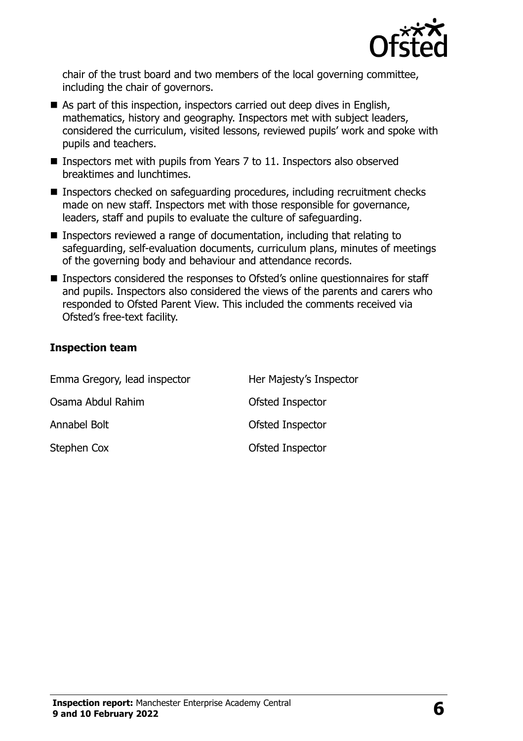chair of the trust board and two members of the local governing committee, including the chair of governors.

- As part of this inspection, inspectors carried out deep dives in English, mathematics, history and geography. Inspectors met with subject leaders, considered the curriculum, visited lessons, reviewed pupils' work and spoke with pupils and teachers.
- Inspectors met with pupils from Years 7 to 11. Inspectors also observed breaktimes and lunchtimes.
- Inspectors checked on safeguarding procedures, including recruitment checks made on new staff. Inspectors met with those responsible for governance, leaders, staff and pupils to evaluate the culture of safeguarding.
- Inspectors reviewed a range of documentation, including that relating to safeguarding, self-evaluation documents, curriculum plans, minutes of meetings of the governing body and behaviour and attendance records.
- Inspectors considered the responses to Ofsted's online questionnaires for staff and pupils. Inspectors also considered the views of the parents and carers who responded to Ofsted Parent View. This included the comments received via Ofsted's free-text facility.

### Inspection team

| | |
|---|---|
| Emma Gregory, lead inspector | Her Majesty's Inspector |
| Osama Abdul Rahim | Ofsted Inspector |
| Annabel Bolt | Ofsted Inspector |
| Stephen Cox | Ofsted Inspector |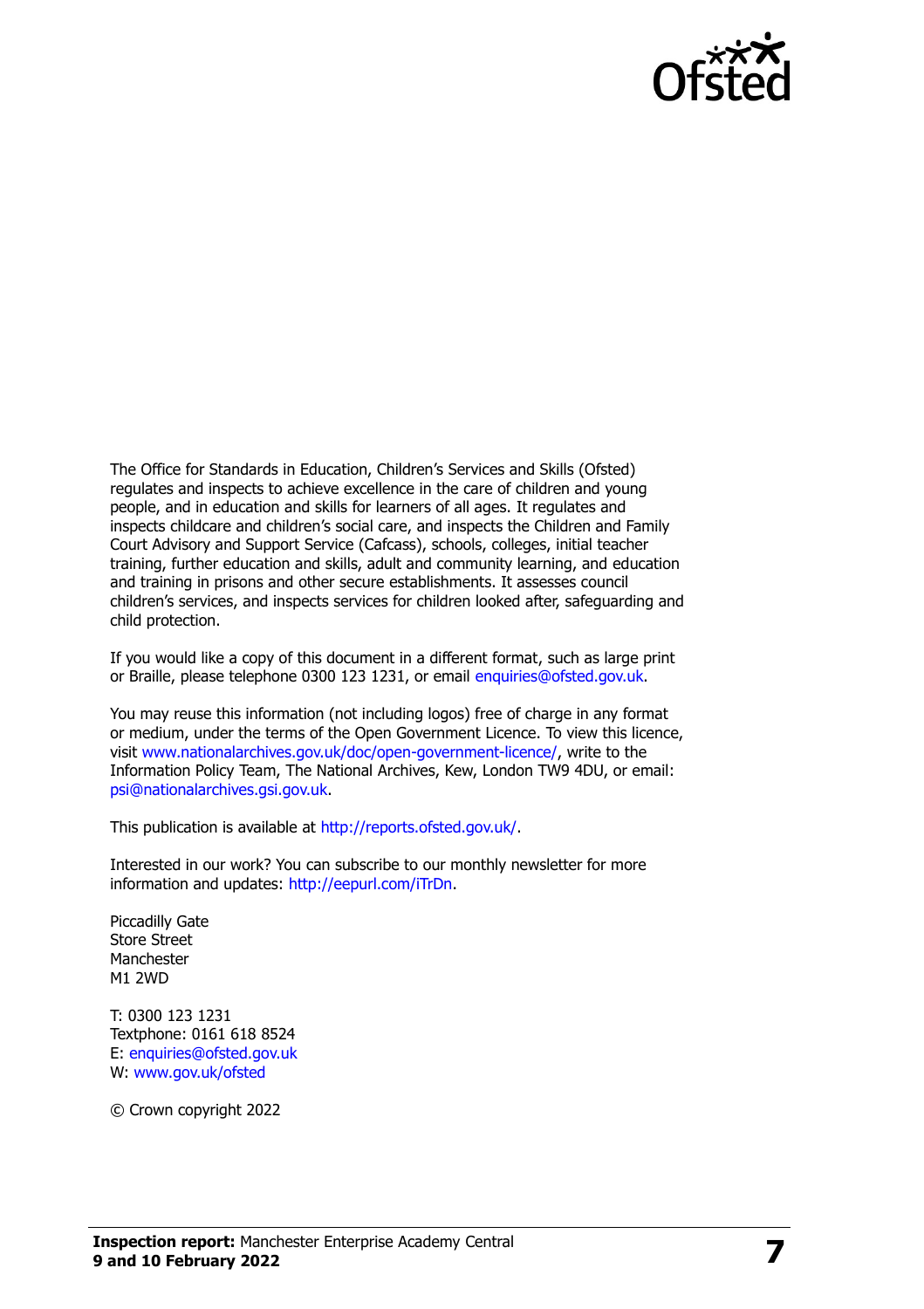The Office for Standards in Education, Children's Services and Skills (Ofsted) regulates and inspects to achieve excellence in the care of children and young people, and in education and skills for learners of all ages. It regulates and inspects childcare and children's social care, and inspects the Children and Family Court Advisory and Support Service (Cafcass), schools, colleges, initial teacher training, further education and skills, adult and community learning, and education and training in prisons and other secure establishments. It assesses council children's services, and inspects services for children looked after, safeguarding and child protection.

If you would like a copy of this document in a different format, such as large print or Braille, please telephone 0300 123 1231, or email enquiries@ofsted.gov.uk.

You may reuse this information (not including logos) free of charge in any format or medium, under the terms of the Open Government Licence. To view this licence, visit www.nationalarchives.gov.uk/doc/open-government-licence/, write to the Information Policy Team, The National Archives, Kew, London TW9 4DU, or email: psi@nationalarchives.gsi.gov.uk.

This publication is available at http://reports.ofsted.gov.uk/.

Interested in our work? You can subscribe to our monthly newsletter for more information and updates: http://eepurl.com/iTrDn.

Piccadilly Gate
Store Street
Manchester
M1 2WD

T: 0300 123 1231
Textphone: 0161 618 8524
E: enquiries@ofsted.gov.uk
W: www.gov.uk/ofsted

© Crown copyright 2022